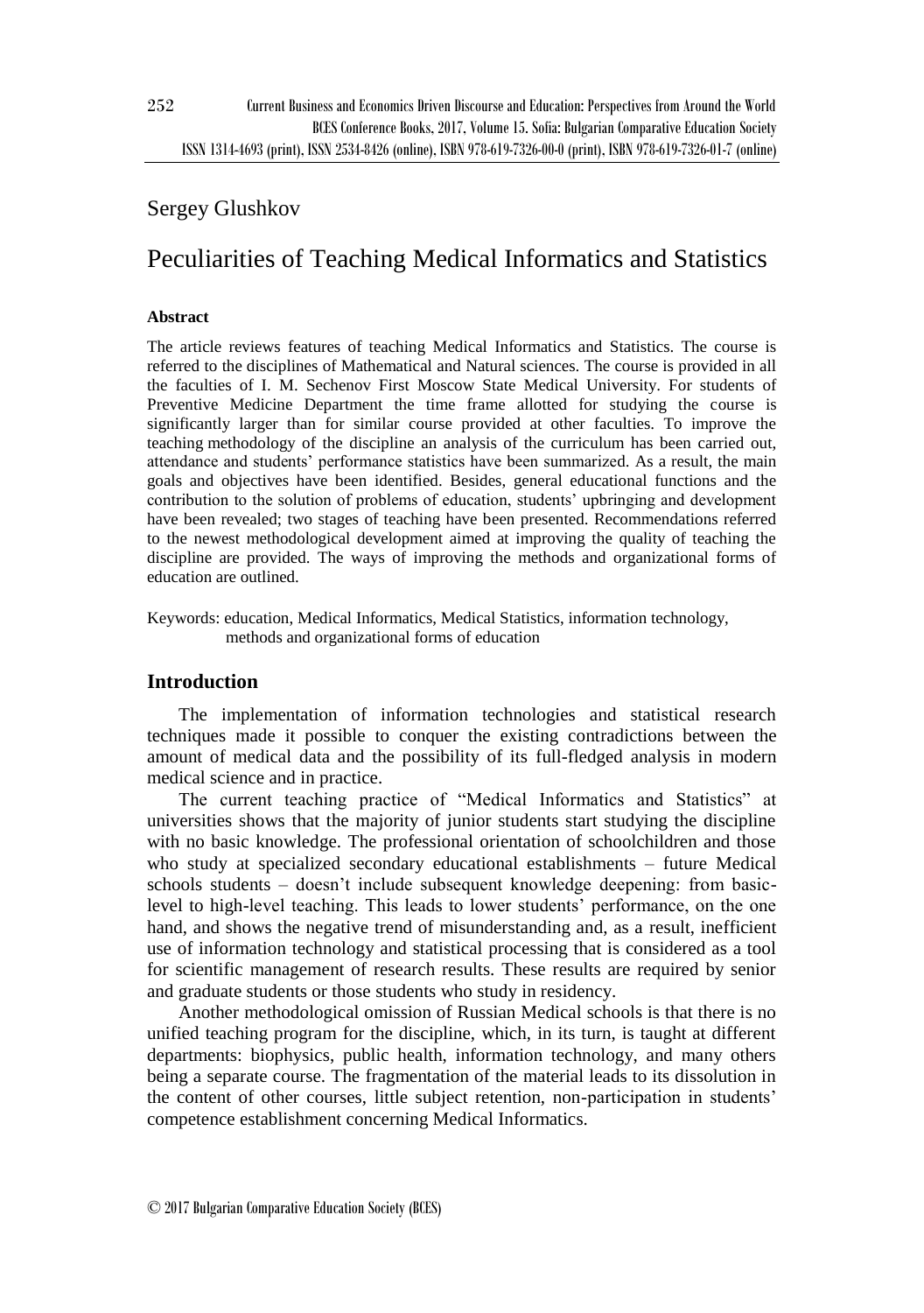Sergey Glushkov

# Peculiarities of Teaching Medical Informatics and Statistics

### Abstract

The article reviews features of teaching Medical Informatics and Statistics. The course is referred to the disciplines of Mathematical and Natural sciences. The course is provided in all the faculties of I. M. Sechenov First Moscow State Medical University. For students of Preventive Medicine Department the time frame allotted for studying the course is significantly larger than for similar course provided at other faculties. To improve the teaching methodology of the discipline an analysis of the curriculum has been carried out, attendance and students' performance statistics have been summarized. As a result, the main goals and objectives have been identified. Besides, general educational functions and the contribution to the solution of problems of education, students' upbringing and development have been revealed; two stages of teaching have been presented. Recommendations referred to the newest methodological development aimed at improving the quality of teaching the discipline are provided. The ways of improving the methods and organizational forms of education are outlined.

Keywords: education, Medical Informatics, Medical Statistics, information technology, methods and organizational forms of education

## Introduction

The implementation of information technologies and statistical research techniques made it possible to conquer the existing contradictions between the amount of medical data and the possibility of its full-fledged analysis in modern medical science and in practice.

The current teaching practice of "Medical Informatics and Statistics" at universities shows that the majority of junior students start studying the discipline with no basic knowledge. The professional orientation of schoolchildren and those who study at specialized secondary educational establishments – future Medical schools students – doesn't include subsequent knowledge deepening: from basic-level to high-level teaching. This leads to lower students' performance, on the one hand, and shows the negative trend of misunderstanding and, as a result, inefficient use of information technology and statistical processing that is considered as a tool for scientific management of research results. These results are required by senior and graduate students or those students who study in residency.

Another methodological omission of Russian Medical schools is that there is no unified teaching program for the discipline, which, in its turn, is taught at different departments: biophysics, public health, information technology, and many others being a separate course. The fragmentation of the material leads to its dissolution in the content of other courses, little subject retention, non-participation in students' competence establishment concerning Medical Informatics.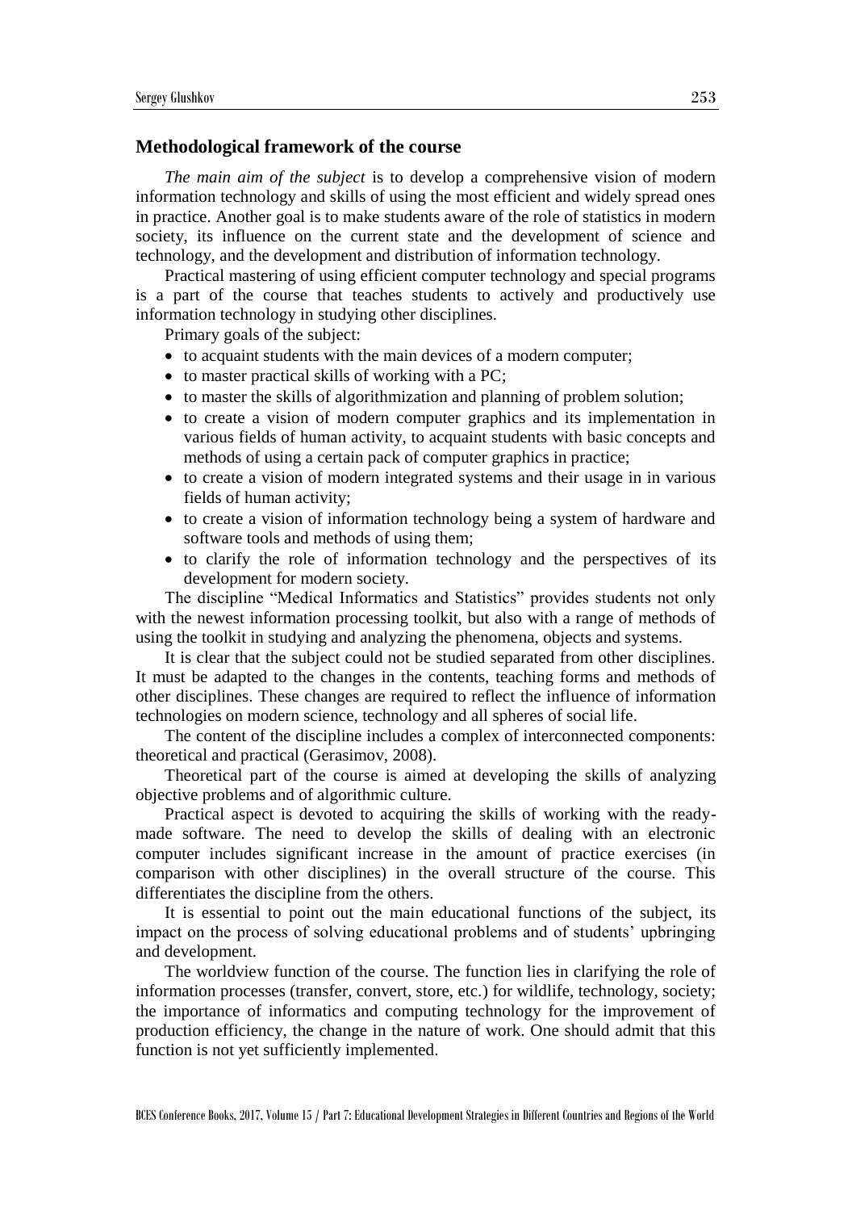## Methodological framework of the course

*The main aim of the subject* is to develop a comprehensive vision of modern information technology and skills of using the most efficient and widely spread ones in practice. Another goal is to make students aware of the role of statistics in modern society, its influence on the current state and the development of science and technology, and the development and distribution of information technology.

Practical mastering of using efficient computer technology and special programs is a part of the course that teaches students to actively and productively use information technology in studying other disciplines.

Primary goals of the subject:

- to acquaint students with the main devices of a modern computer;
- to master practical skills of working with a PC;
- to master the skills of algorithmization and planning of problem solution;
- to create a vision of modern computer graphics and its implementation in various fields of human activity, to acquaint students with basic concepts and methods of using a certain pack of computer graphics in practice;
- to create a vision of modern integrated systems and their usage in in various fields of human activity;
- to create a vision of information technology being a system of hardware and software tools and methods of using them;
- to clarify the role of information technology and the perspectives of its development for modern society.

The discipline "Medical Informatics and Statistics" provides students not only with the newest information processing toolkit, but also with a range of methods of using the toolkit in studying and analyzing the phenomena, objects and systems.

It is clear that the subject could not be studied separated from other disciplines. It must be adapted to the changes in the contents, teaching forms and methods of other disciplines. These changes are required to reflect the influence of information technologies on modern science, technology and all spheres of social life.

The content of the discipline includes a complex of interconnected components: theoretical and practical (Gerasimov, 2008).

Theoretical part of the course is aimed at developing the skills of analyzing objective problems and of algorithmic culture.

Practical aspect is devoted to acquiring the skills of working with the ready-made software. The need to develop the skills of dealing with an electronic computer includes significant increase in the amount of practice exercises (in comparison with other disciplines) in the overall structure of the course. This differentiates the discipline from the others.

It is essential to point out the main educational functions of the subject, its impact on the process of solving educational problems and of students' upbringing and development.

The worldview function of the course. The function lies in clarifying the role of information processes (transfer, convert, store, etc.) for wildlife, technology, society; the importance of informatics and computing technology for the improvement of production efficiency, the change in the nature of work. One should admit that this function is not yet sufficiently implemented.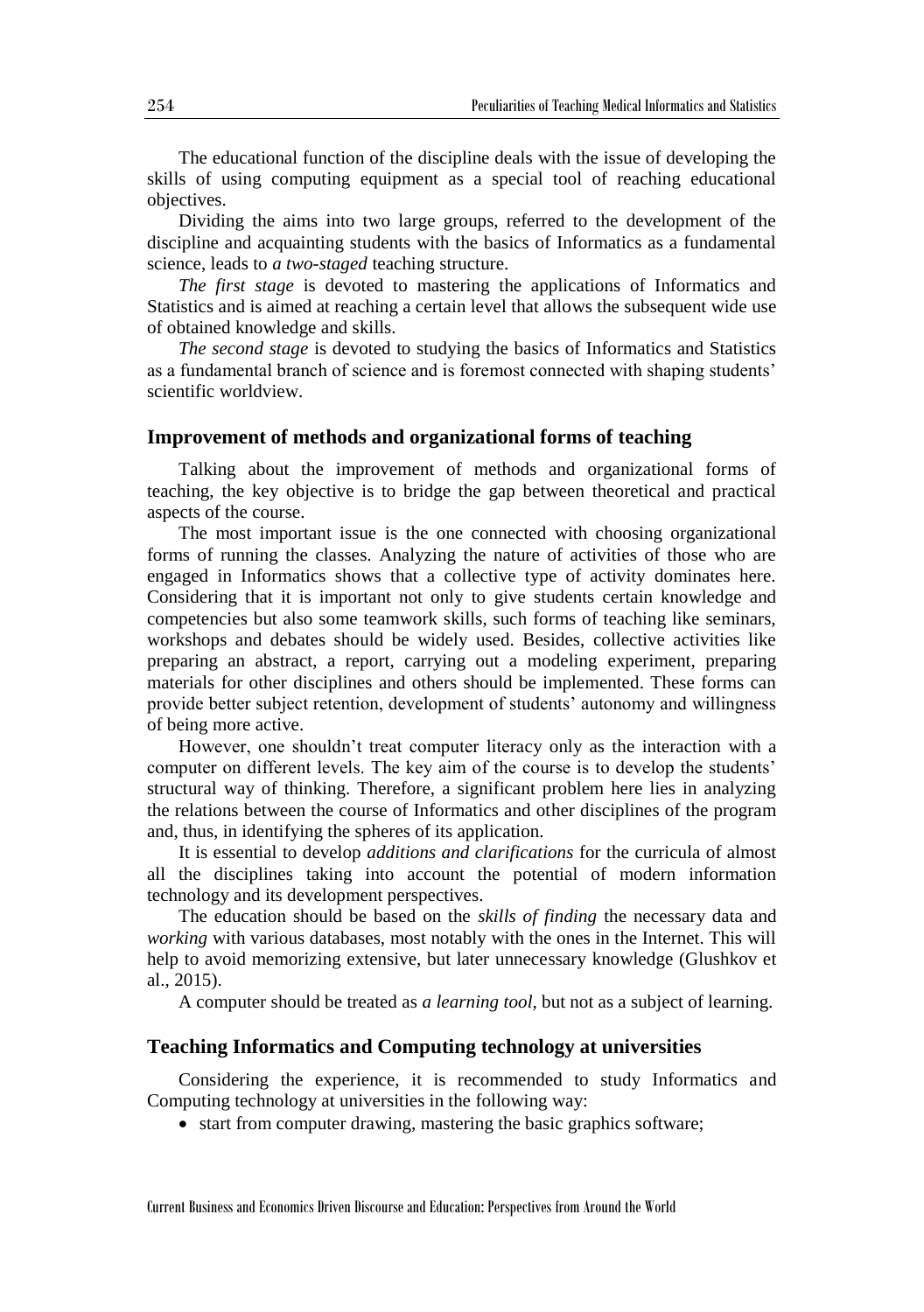The educational function of the discipline deals with the issue of developing the skills of using computing equipment as a special tool of reaching educational objectives.

Dividing the aims into two large groups, referred to the development of the discipline and acquainting students with the basics of Informatics as a fundamental science, leads to *a two-staged* teaching structure.

*The first stage* is devoted to mastering the applications of Informatics and Statistics and is aimed at reaching a certain level that allows the subsequent wide use of obtained knowledge and skills.

*The second stage* is devoted to studying the basics of Informatics and Statistics as a fundamental branch of science and is foremost connected with shaping students' scientific worldview.

## Improvement of methods and organizational forms of teaching

Talking about the improvement of methods and organizational forms of teaching, the key objective is to bridge the gap between theoretical and practical aspects of the course.

The most important issue is the one connected with choosing organizational forms of running the classes. Analyzing the nature of activities of those who are engaged in Informatics shows that a collective type of activity dominates here. Considering that it is important not only to give students certain knowledge and competencies but also some teamwork skills, such forms of teaching like seminars, workshops and debates should be widely used. Besides, collective activities like preparing an abstract, a report, carrying out a modeling experiment, preparing materials for other disciplines and others should be implemented. These forms can provide better subject retention, development of students' autonomy and willingness of being more active.

However, one shouldn't treat computer literacy only as the interaction with a computer on different levels. The key aim of the course is to develop the students' structural way of thinking. Therefore, a significant problem here lies in analyzing the relations between the course of Informatics and other disciplines of the program and, thus, in identifying the spheres of its application.

It is essential to develop *additions and clarifications* for the curricula of almost all the disciplines taking into account the potential of modern information technology and its development perspectives.

The education should be based on the *skills of finding* the necessary data and *working* with various databases, most notably with the ones in the Internet. This will help to avoid memorizing extensive, but later unnecessary knowledge (Glushkov et al., 2015).

A computer should be treated as *a learning tool*, but not as a subject of learning.

## Teaching Informatics and Computing technology at universities

Considering the experience, it is recommended to study Informatics and Computing technology at universities in the following way:

- start from computer drawing, mastering the basic graphics software;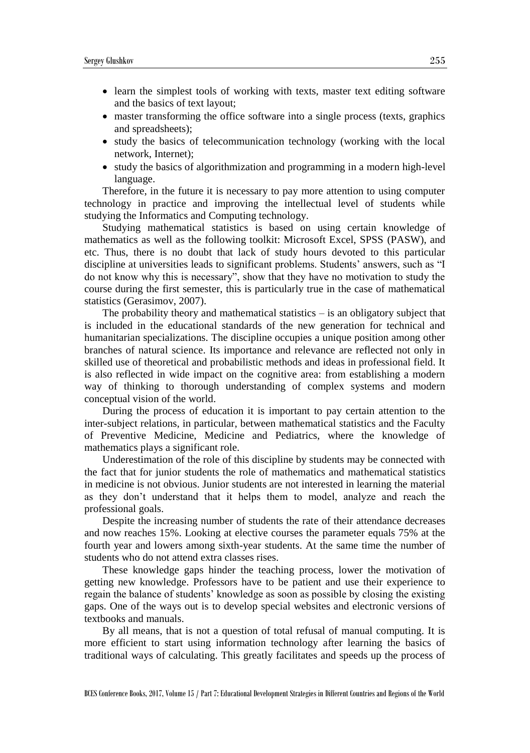- learn the simplest tools of working with texts, master text editing software and the basics of text layout;
- master transforming the office software into a single process (texts, graphics and spreadsheets);
- study the basics of telecommunication technology (working with the local network, Internet);
- study the basics of algorithmization and programming in a modern high-level language.

Therefore, in the future it is necessary to pay more attention to using computer technology in practice and improving the intellectual level of students while studying the Informatics and Computing technology.

Studying mathematical statistics is based on using certain knowledge of mathematics as well as the following toolkit: Microsoft Excel, SPSS (PASW), and etc. Thus, there is no doubt that lack of study hours devoted to this particular discipline at universities leads to significant problems. Students' answers, such as "I do not know why this is necessary", show that they have no motivation to study the course during the first semester, this is particularly true in the case of mathematical statistics (Gerasimov, 2007).

The probability theory and mathematical statistics – is an obligatory subject that is included in the educational standards of the new generation for technical and humanitarian specializations. The discipline occupies a unique position among other branches of natural science. Its importance and relevance are reflected not only in skilled use of theoretical and probabilistic methods and ideas in professional field. It is also reflected in wide impact on the cognitive area: from establishing a modern way of thinking to thorough understanding of complex systems and modern conceptual vision of the world.

During the process of education it is important to pay certain attention to the inter-subject relations, in particular, between mathematical statistics and the Faculty of Preventive Medicine, Medicine and Pediatrics, where the knowledge of mathematics plays a significant role.

Underestimation of the role of this discipline by students may be connected with the fact that for junior students the role of mathematics and mathematical statistics in medicine is not obvious. Junior students are not interested in learning the material as they don't understand that it helps them to model, analyze and reach the professional goals.

Despite the increasing number of students the rate of their attendance decreases and now reaches 15%. Looking at elective courses the parameter equals 75% at the fourth year and lowers among sixth-year students. At the same time the number of students who do not attend extra classes rises.

These knowledge gaps hinder the teaching process, lower the motivation of getting new knowledge. Professors have to be patient and use their experience to regain the balance of students' knowledge as soon as possible by closing the existing gaps. One of the ways out is to develop special websites and electronic versions of textbooks and manuals.

By all means, that is not a question of total refusal of manual computing. It is more efficient to start using information technology after learning the basics of traditional ways of calculating. This greatly facilitates and speeds up the process of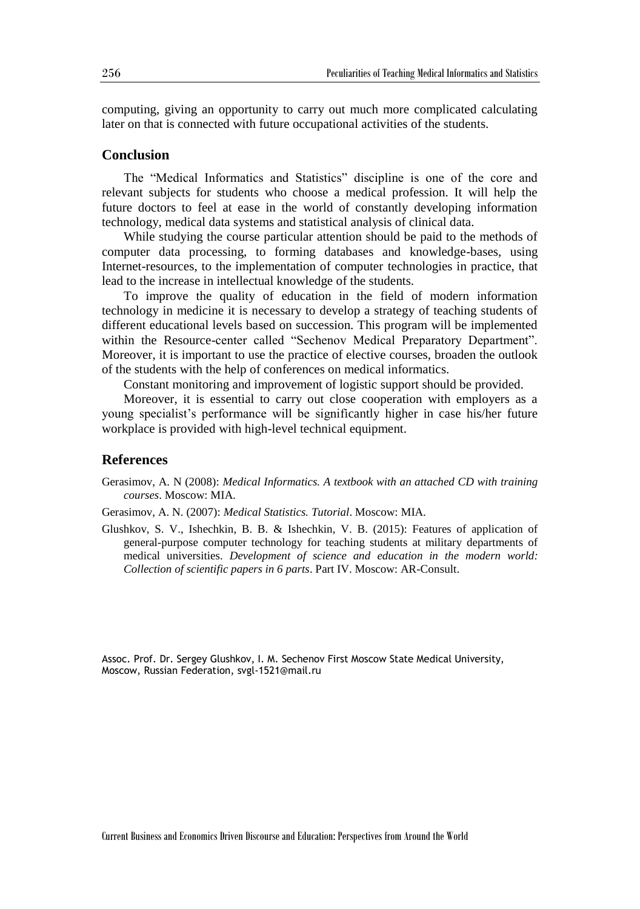computing, giving an opportunity to carry out much more complicated calculating later on that is connected with future occupational activities of the students.

## Conclusion

The "Medical Informatics and Statistics" discipline is one of the core and relevant subjects for students who choose a medical profession. It will help the future doctors to feel at ease in the world of constantly developing information technology, medical data systems and statistical analysis of clinical data.

While studying the course particular attention should be paid to the methods of computer data processing, to forming databases and knowledge-bases, using Internet-resources, to the implementation of computer technologies in practice, that lead to the increase in intellectual knowledge of the students.

To improve the quality of education in the field of modern information technology in medicine it is necessary to develop a strategy of teaching students of different educational levels based on succession. This program will be implemented within the Resource-center called "Sechenov Medical Preparatory Department". Moreover, it is important to use the practice of elective courses, broaden the outlook of the students with the help of conferences on medical informatics.

Constant monitoring and improvement of logistic support should be provided.

Moreover, it is essential to carry out close cooperation with employers as a young specialist's performance will be significantly higher in case his/her future workplace is provided with high-level technical equipment.

## References

Gerasimov, A. N (2008): *Medical Informatics. A textbook with an attached CD with training courses*. Moscow: MIA.

Gerasimov, A. N. (2007): *Medical Statistics. Tutorial*. Moscow: MIA.

Glushkov, S. V., Ishechkin, B. B. & Ishechkin, V. B. (2015): Features of application of general-purpose computer technology for teaching students at military departments of medical universities. *Development of science and education in the modern world: Collection of scientific papers in 6 parts*. Part IV. Moscow: AR-Consult.

Assoc. Prof. Dr. Sergey Glushkov, I. M. Sechenov First Moscow State Medical University, Moscow, Russian Federation, svgl-1521@mail.ru